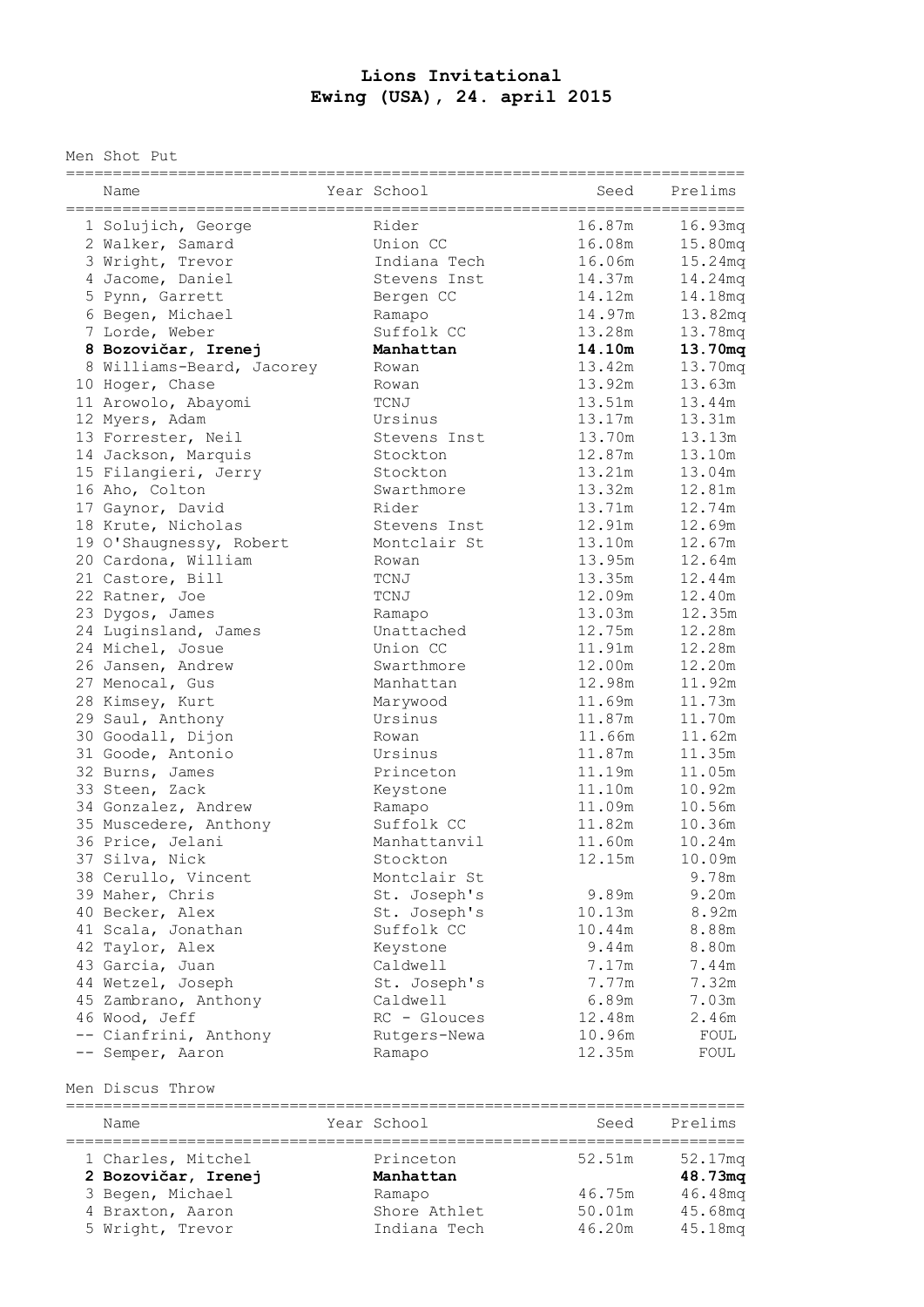# Lions Invitational
## Ewing (USA), 24. april 2015

Men Shot Put

| | Name | Year | School | Seed | Prelims |
|---|---|---|---|---|---|
| 1 | Solujich, George | | Rider | 16.87m | 16.93mq |
| 2 | Walker, Samard | | Union CC | 16.08m | 15.80mq |
| 3 | Wright, Trevor | | Indiana Tech | 16.06m | 15.24mq |
| 4 | Jacome, Daniel | | Stevens Inst | 14.37m | 14.24mq |
| 5 | Pynn, Garrett | | Bergen CC | 14.12m | 14.18mq |
| 6 | Begen, Michael | | Ramapo | 14.97m | 13.82mq |
| 7 | Lorde, Weber | | Suffolk CC | 13.28m | 13.78mq |
| **8** | **Bozovičar, Irenej** | | **Manhattan** | **14.10m** | **13.70mq** |
| 8 | Williams-Beard, Jacorey | | Rowan | 13.42m | 13.70mq |
| 10 | Hoger, Chase | | Rowan | 13.92m | 13.63m |
| 11 | Arowolo, Abayomi | | TCNJ | 13.51m | 13.44m |
| 12 | Myers, Adam | | Ursinus | 13.17m | 13.31m |
| 13 | Forrester, Neil | | Stevens Inst | 13.70m | 13.13m |
| 14 | Jackson, Marquis | | Stockton | 12.87m | 13.10m |
| 15 | Filangieri, Jerry | | Stockton | 13.21m | 13.04m |
| 16 | Aho, Colton | | Swarthmore | 13.32m | 12.81m |
| 17 | Gaynor, David | | Rider | 13.71m | 12.74m |
| 18 | Krute, Nicholas | | Stevens Inst | 12.91m | 12.69m |
| 19 | O'Shaugnessy, Robert | | Montclair St | 13.10m | 12.67m |
| 20 | Cardona, William | | Rowan | 13.95m | 12.64m |
| 21 | Castore, Bill | | TCNJ | 13.35m | 12.44m |
| 22 | Ratner, Joe | | TCNJ | 12.09m | 12.40m |
| 23 | Dygos, James | | Ramapo | 13.03m | 12.35m |
| 24 | Luginsland, James | | Unattached | 12.75m | 12.28m |
| 24 | Michel, Josue | | Union CC | 11.91m | 12.28m |
| 26 | Jansen, Andrew | | Swarthmore | 12.00m | 12.20m |
| 27 | Menocal, Gus | | Manhattan | 12.98m | 11.92m |
| 28 | Kimsey, Kurt | | Marywood | 11.69m | 11.73m |
| 29 | Saul, Anthony | | Ursinus | 11.87m | 11.70m |
| 30 | Goodall, Dijon | | Rowan | 11.66m | 11.62m |
| 31 | Goode, Antonio | | Ursinus | 11.87m | 11.35m |
| 32 | Burns, James | | Princeton | 11.19m | 11.05m |
| 33 | Steen, Zack | | Keystone | 11.10m | 10.92m |
| 34 | Gonzalez, Andrew | | Ramapo | 11.09m | 10.56m |
| 35 | Muscedere, Anthony | | Suffolk CC | 11.82m | 10.36m |
| 36 | Price, Jelani | | Manhattanvil | 11.60m | 10.24m |
| 37 | Silva, Nick | | Stockton | 12.15m | 10.09m |
| 38 | Cerullo, Vincent | | Montclair St | | 9.78m |
| 39 | Maher, Chris | | St. Joseph's | 9.89m | 9.20m |
| 40 | Becker, Alex | | St. Joseph's | 10.13m | 8.92m |
| 41 | Scala, Jonathan | | Suffolk CC | 10.44m | 8.88m |
| 42 | Taylor, Alex | | Keystone | 9.44m | 8.80m |
| 43 | Garcia, Juan | | Caldwell | 7.17m | 7.44m |
| 44 | Wetzel, Joseph | | St. Joseph's | 7.77m | 7.32m |
| 45 | Zambrano, Anthony | | Caldwell | 6.89m | 7.03m |
| 46 | Wood, Jeff | | RC - Glouces | 12.48m | 2.46m |
| -- | Cianfrini, Anthony | | Rutgers-Newa | 10.96m | FOUL |
| -- | Semper, Aaron | | Ramapo | 12.35m | FOUL |

Men Discus Throw

| | Name | Year | School | Seed | Prelims |
|---|---|---|---|---|---|
| 1 | Charles, Mitchel | | Princeton | 52.51m | 52.17mq |
| **2** | **Bozovičar, Irenej** | | **Manhattan** | | **48.73mq** |
| 3 | Begen, Michael | | Ramapo | 46.75m | 46.48mq |
| 4 | Braxton, Aaron | | Shore Athlet | 50.01m | 45.68mq |
| 5 | Wright, Trevor | | Indiana Tech | 46.20m | 45.18mq |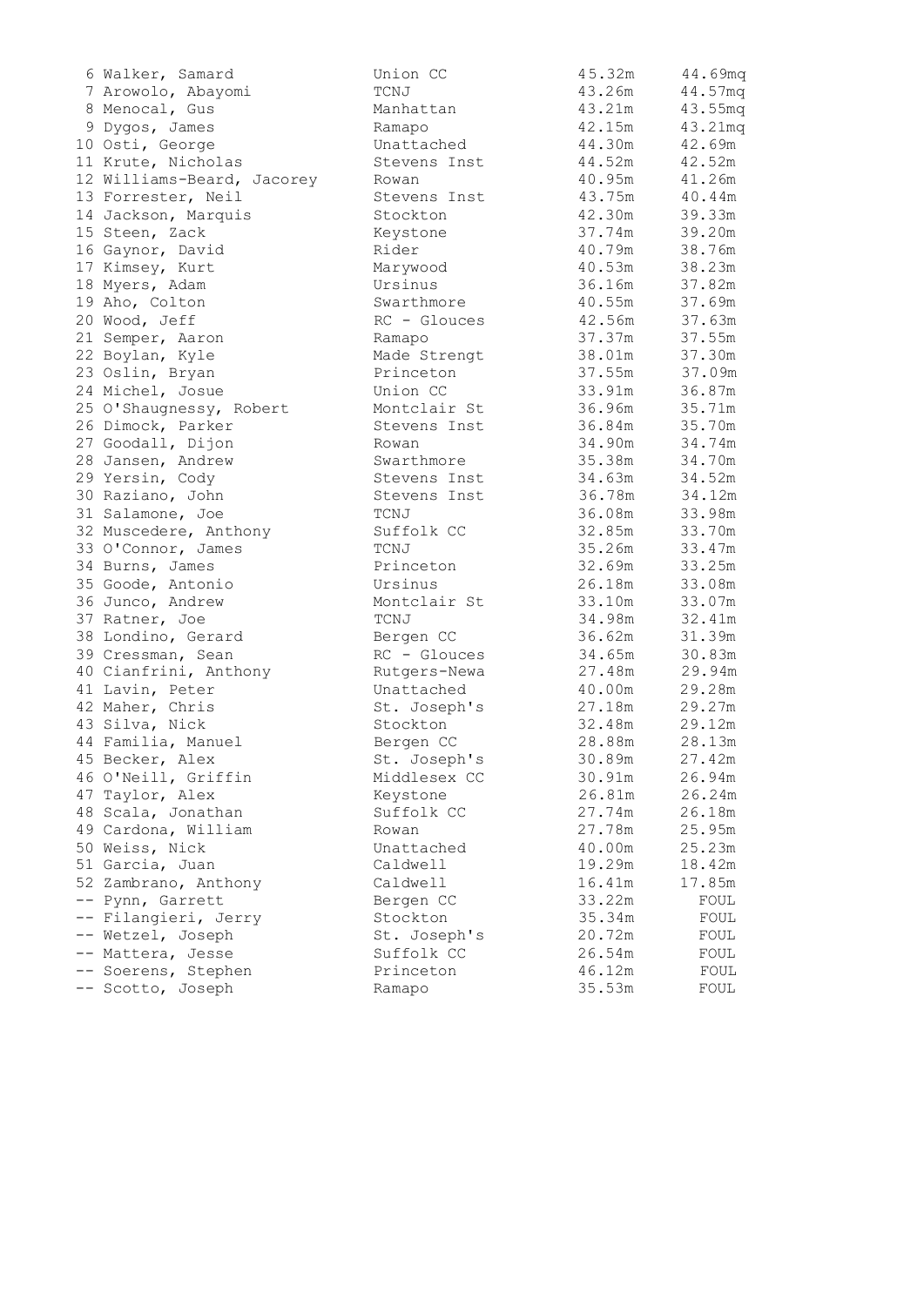| | | | | |
|---|---|---|---|---|
| 6 | Walker, Samard | Union CC | 45.32m | 44.69mq |
| 7 | Arowolo, Abayomi | TCNJ | 43.26m | 44.57mq |
| 8 | Menocal, Gus | Manhattan | 43.21m | 43.55mq |
| 9 | Dygos, James | Ramapo | 42.15m | 43.21mq |
| 10 | Osti, George | Unattached | 44.30m | 42.69m |
| 11 | Krute, Nicholas | Stevens Inst | 44.52m | 42.52m |
| 12 | Williams-Beard, Jacorey | Rowan | 40.95m | 41.26m |
| 13 | Forrester, Neil | Stevens Inst | 43.75m | 40.44m |
| 14 | Jackson, Marquis | Stockton | 42.30m | 39.33m |
| 15 | Steen, Zack | Keystone | 37.74m | 39.20m |
| 16 | Gaynor, David | Rider | 40.79m | 38.76m |
| 17 | Kimsey, Kurt | Marywood | 40.53m | 38.23m |
| 18 | Myers, Adam | Ursinus | 36.16m | 37.82m |
| 19 | Aho, Colton | Swarthmore | 40.55m | 37.69m |
| 20 | Wood, Jeff | RC - Glouces | 42.56m | 37.63m |
| 21 | Semper, Aaron | Ramapo | 37.37m | 37.55m |
| 22 | Boylan, Kyle | Made Strengt | 38.01m | 37.30m |
| 23 | Oslin, Bryan | Princeton | 37.55m | 37.09m |
| 24 | Michel, Josue | Union CC | 33.91m | 36.87m |
| 25 | O'Shaugnessy, Robert | Montclair St | 36.96m | 35.71m |
| 26 | Dimock, Parker | Stevens Inst | 36.84m | 35.70m |
| 27 | Goodall, Dijon | Rowan | 34.90m | 34.74m |
| 28 | Jansen, Andrew | Swarthmore | 35.38m | 34.70m |
| 29 | Yersin, Cody | Stevens Inst | 34.63m | 34.52m |
| 30 | Raziano, John | Stevens Inst | 36.78m | 34.12m |
| 31 | Salamone, Joe | TCNJ | 36.08m | 33.98m |
| 32 | Muscedere, Anthony | Suffolk CC | 32.85m | 33.70m |
| 33 | O'Connor, James | TCNJ | 35.26m | 33.47m |
| 34 | Burns, James | Princeton | 32.69m | 33.25m |
| 35 | Goode, Antonio | Ursinus | 26.18m | 33.08m |
| 36 | Junco, Andrew | Montclair St | 33.10m | 33.07m |
| 37 | Ratner, Joe | TCNJ | 34.98m | 32.41m |
| 38 | Londino, Gerard | Bergen CC | 36.62m | 31.39m |
| 39 | Cressman, Sean | RC - Glouces | 34.65m | 30.83m |
| 40 | Cianfrini, Anthony | Rutgers-Newa | 27.48m | 29.94m |
| 41 | Lavin, Peter | Unattached | 40.00m | 29.28m |
| 42 | Maher, Chris | St. Joseph's | 27.18m | 29.27m |
| 43 | Silva, Nick | Stockton | 32.48m | 29.12m |
| 44 | Familia, Manuel | Bergen CC | 28.88m | 28.13m |
| 45 | Becker, Alex | St. Joseph's | 30.89m | 27.42m |
| 46 | O'Neill, Griffin | Middlesex CC | 30.91m | 26.94m |
| 47 | Taylor, Alex | Keystone | 26.81m | 26.24m |
| 48 | Scala, Jonathan | Suffolk CC | 27.74m | 26.18m |
| 49 | Cardona, William | Rowan | 27.78m | 25.95m |
| 50 | Weiss, Nick | Unattached | 40.00m | 25.23m |
| 51 | Garcia, Juan | Caldwell | 19.29m | 18.42m |
| 52 | Zambrano, Anthony | Caldwell | 16.41m | 17.85m |
| -- | Pynn, Garrett | Bergen CC | 33.22m | FOUL |
| -- | Filangieri, Jerry | Stockton | 35.34m | FOUL |
| -- | Wetzel, Joseph | St. Joseph's | 20.72m | FOUL |
| -- | Mattera, Jesse | Suffolk CC | 26.54m | FOUL |
| -- | Soerens, Stephen | Princeton | 46.12m | FOUL |
| -- | Scotto, Joseph | Ramapo | 35.53m | FOUL |